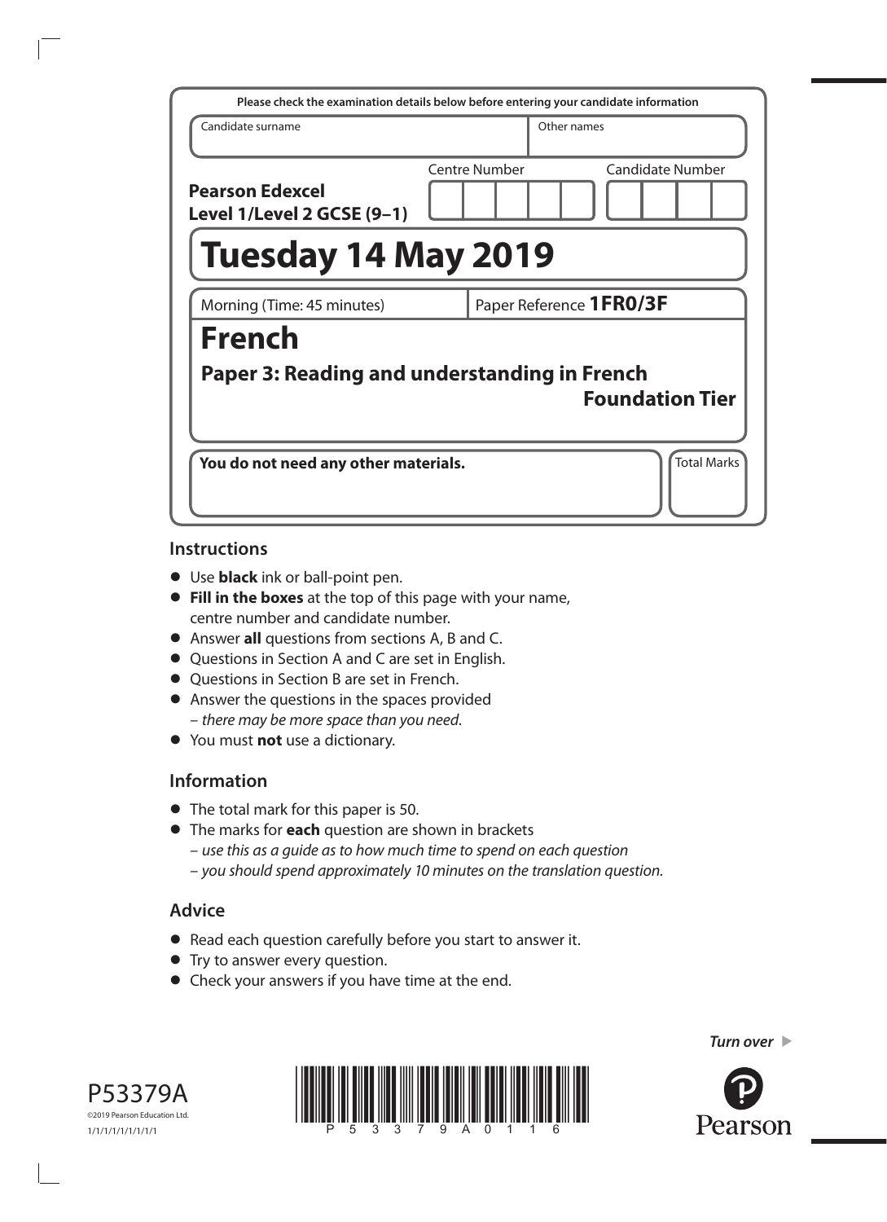Please check the examination details below before entering your candidate information

| Candidate surname | Other names |
|---|---|
| | |

**Pearson Edexcel Level 1/Level 2 GCSE (9–1)**

Centre Number | Candidate Number

# Tuesday 14 May 2019

Morning (Time: 45 minutes) | Paper Reference **1FR0/3F**

# French

## Paper 3: Reading and understanding in French

### Foundation Tier

**You do not need any other materials.**

Total Marks

## Instructions

- Use **black** ink or ball-point pen.
- **Fill in the boxes** at the top of this page with your name, centre number and candidate number.
- Answer **all** questions from sections A, B and C.
- Questions in Section A and C are set in English.
- Questions in Section B are set in French.
- Answer the questions in the spaces provided – *there may be more space than you need*.
- You must **not** use a dictionary.

## Information

- The total mark for this paper is 50.
- The marks for **each** question are shown in brackets
  – *use this as a guide as to how much time to spend on each question*
  – *you should spend approximately 10 minutes on the translation question.*

## Advice

- Read each question carefully before you start to answer it.
- Try to answer every question.
- Check your answers if you have time at the end.

P53379A
©2019 Pearson Education Ltd.
1/1/1/1/1/1/1/1/1

*Turn over*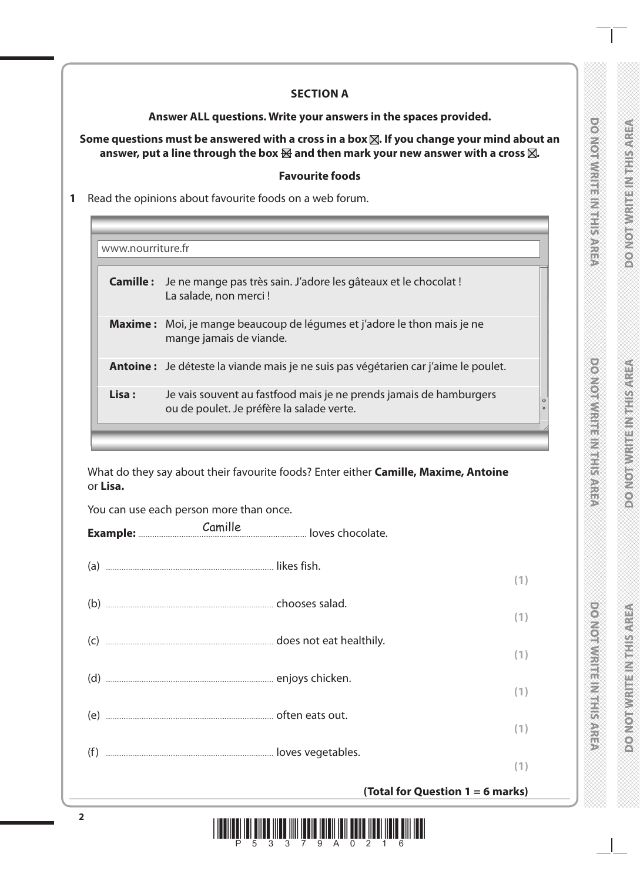## SECTION A

**Answer ALL questions. Write your answers in the spaces provided.**

**Some questions must be answered with a cross in a box ☒. If you change your mind about an answer, put a line through the box ☒ and then mark your new answer with a cross ☒.**

### Favourite foods

**1** Read the opinions about favourite foods on a web forum.

www.nourriture.fr

| | |
|---|---|
| **Camille :** | Je ne mange pas très sain. J'adore les gâteaux et le chocolat ! La salade, non merci ! |
| **Maxime :** | Moi, je mange beaucoup de légumes et j'adore le thon mais je ne mange jamais de viande. |
| **Antoine :** | Je déteste la viande mais je ne suis pas végétarien car j'aime le poulet. |
| **Lisa :** | Je vais souvent au fastfood mais je ne prends jamais de hamburgers ou de poulet. Je préfère la salade verte. |

What do they say about their favourite foods? Enter either **Camille, Maxime, Antoine** or **Lisa.**

You can use each person more than once.

**Example:** Camille loves chocolate.

(a) .................................... likes fish. **(1)**

(b) .................................... chooses salad. **(1)**

(c) .................................... does not eat healthily. **(1)**

(d) .................................... enjoys chicken. **(1)**

(e) .................................... often eats out. **(1)**

(f) .................................... loves vegetables. **(1)**

**(Total for Question 1 = 6 marks)**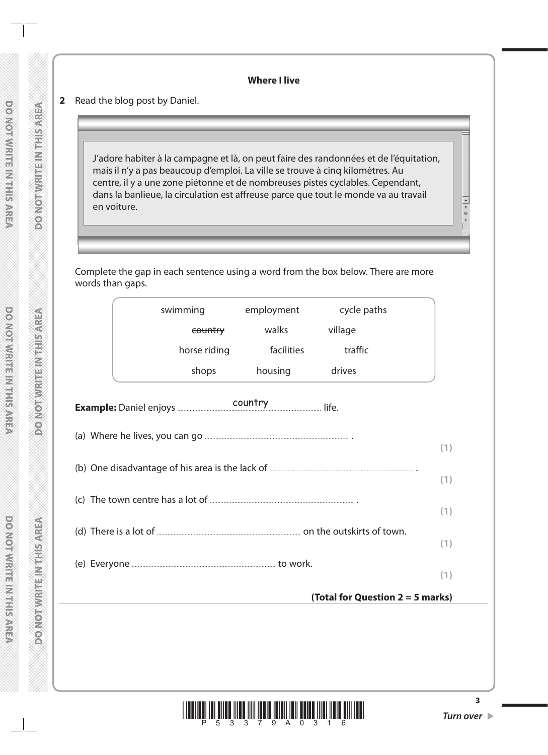**Where I live**

**2** Read the blog post by Daniel.

> J'adore habiter à la campagne et là, on peut faire des randonnées et de l'équitation, mais il n'y a pas beaucoup d'emploi. La ville se trouve à cinq kilomètres. Au centre, il y a une zone piétonne et de nombreuses pistes cyclables. Cependant, dans la banlieue, la circulation est affreuse parce que tout le monde va au travail en voiture.

Complete the gap in each sentence using a word from the box below. There are more words than gaps.

| | | |
|---|---|---|
| swimming | employment | cycle paths |
| ~~country~~ | walks | village |
| horse riding | facilities | traffic |
| shops | housing | drives |

**Example:** Daniel enjoys ......country...... life.

(a) Where he lives, you can go .................................................. . **(1)**

(b) One disadvantage of his area is the lack of .................................................. . **(1)**

(c) The town centre has a lot of .................................................. . **(1)**

(d) There is a lot of .................................................. on the outskirts of town. **(1)**

(e) Everyone .................................................. to work. **(1)**

**(Total for Question 2 = 5 marks)**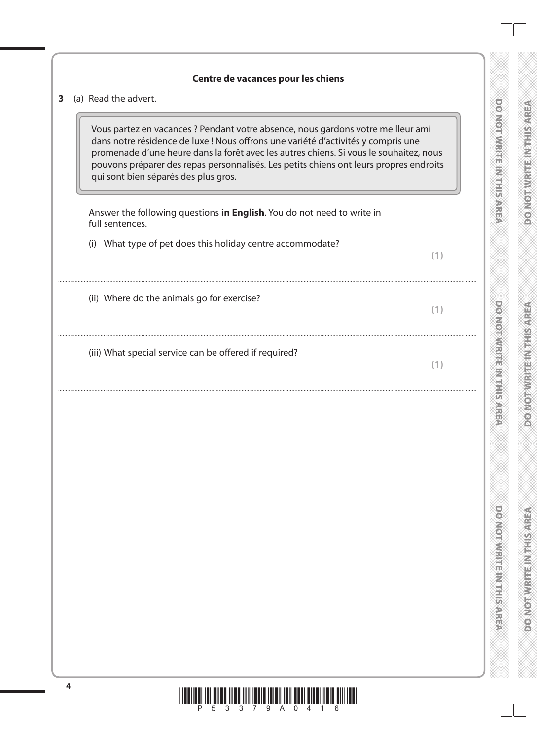**Centre de vacances pour les chiens**

**3** (a) Read the advert.

> Vous partez en vacances ? Pendant votre absence, nous gardons votre meilleur ami dans notre résidence de luxe ! Nous offrons une variété d'activités y compris une promenade d'une heure dans la forêt avec les autres chiens. Si vous le souhaitez, nous pouvons préparer des repas personnalisés. Les petits chiens ont leurs propres endroits qui sont bien séparés des plus gros.

Answer the following questions **in English**. You do not need to write in full sentences.

(i) What type of pet does this holiday centre accommodate? **(1)**

..............................................................................................................................................

(ii) Where do the animals go for exercise? **(1)**

..............................................................................................................................................

(iii) What special service can be offered if required? **(1)**

..............................................................................................................................................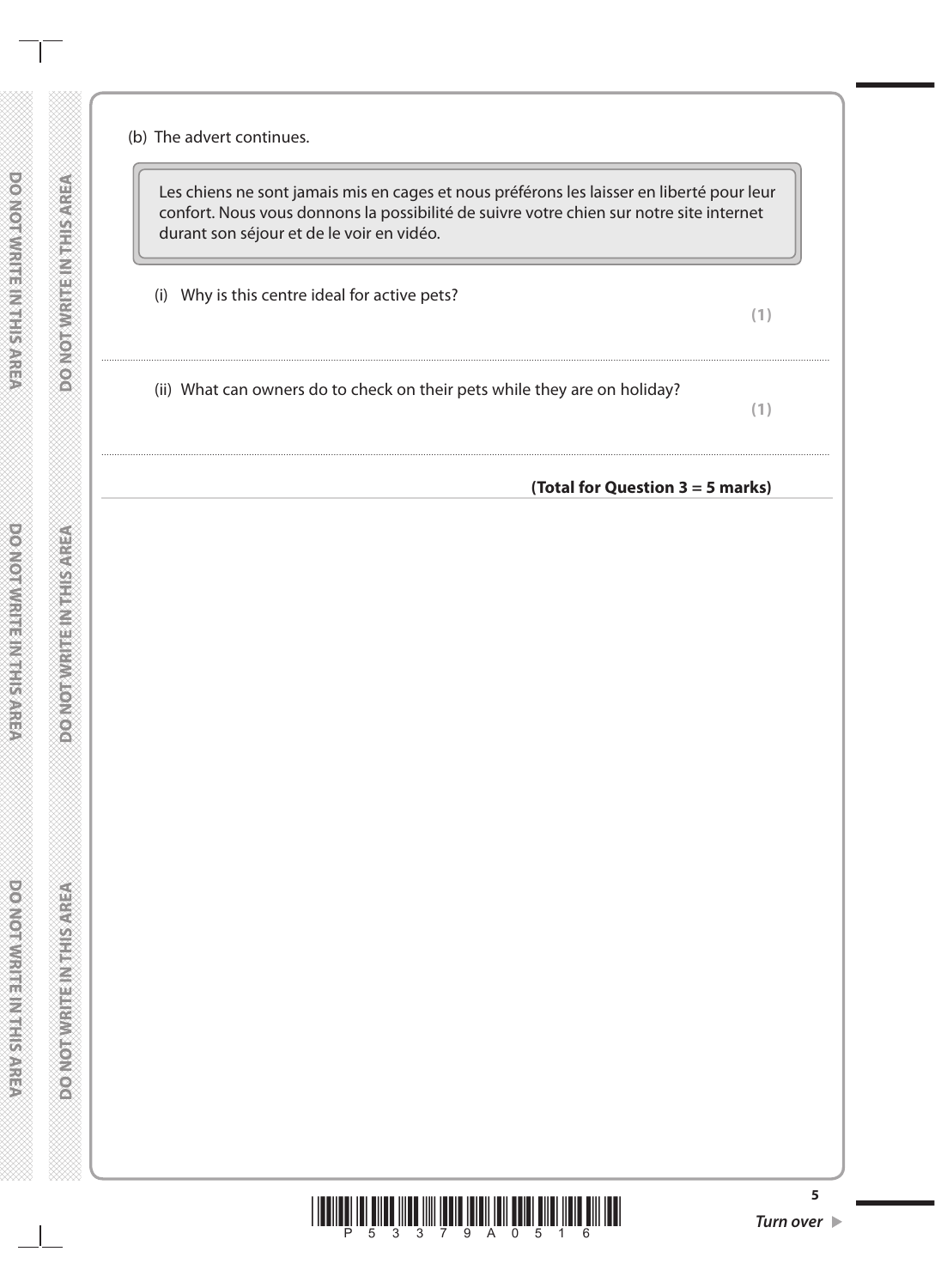(b) The advert continues.

> Les chiens ne sont jamais mis en cages et nous préférons les laisser en liberté pour leur confort. Nous vous donnons la possibilité de suivre votre chien sur notre site internet durant son séjour et de le voir en vidéo.

(i) Why is this centre ideal for active pets? **(1)**

..........................................................................................................................................................

(ii) What can owners do to check on their pets while they are on holiday? **(1)**

..........................................................................................................................................................

**(Total for Question 3 = 5 marks)**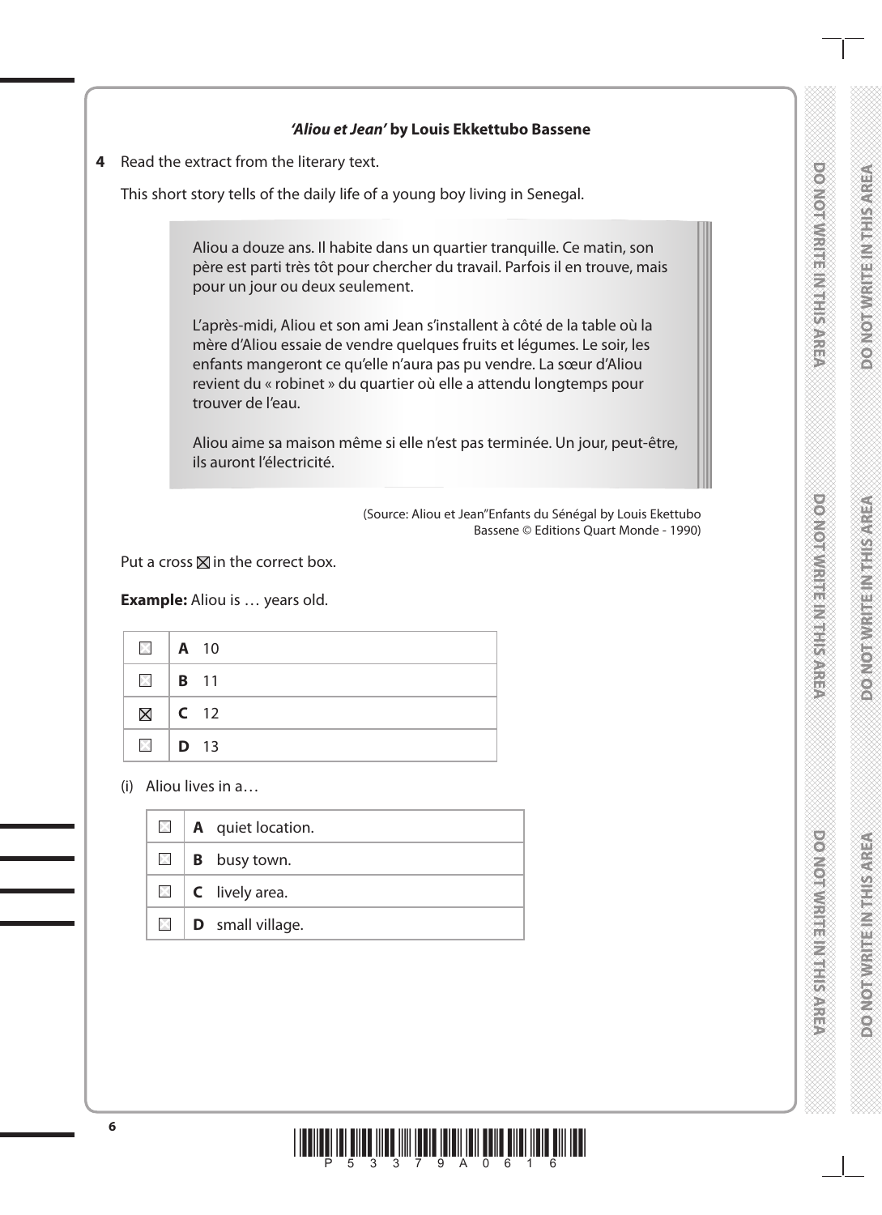***'Aliou et Jean'* by Louis Ekkettubo Bassene**

**4** Read the extract from the literary text.

This short story tells of the daily life of a young boy living in Senegal.

> Aliou a douze ans. Il habite dans un quartier tranquille. Ce matin, son père est parti très tôt pour chercher du travail. Parfois il en trouve, mais pour un jour ou deux seulement.
>
> L'après-midi, Aliou et son ami Jean s'installent à côté de la table où la mère d'Aliou essaie de vendre quelques fruits et légumes. Le soir, les enfants mangeront ce qu'elle n'aura pas pu vendre. La sœur d'Aliou revient du « robinet » du quartier où elle a attendu longtemps pour trouver de l'eau.
>
> Aliou aime sa maison même si elle n'est pas terminée. Un jour, peut-être, ils auront l'électricité.

(Source: Aliou et Jean"Enfants du Sénégal by Louis Ekettubo Bassene © Editions Quart Monde - 1990)

Put a cross ☒ in the correct box.

**Example:** Aliou is … years old.

| | |
|---|---|
| ☐ | **A** 10 |
| ☐ | **B** 11 |
| ☒ | **C** 12 |
| ☐ | **D** 13 |

(i) Aliou lives in a…

| | |
|---|---|
| ☐ | **A** quiet location. |
| ☐ | **B** busy town. |
| ☐ | **C** lively area. |
| ☐ | **D** small village. |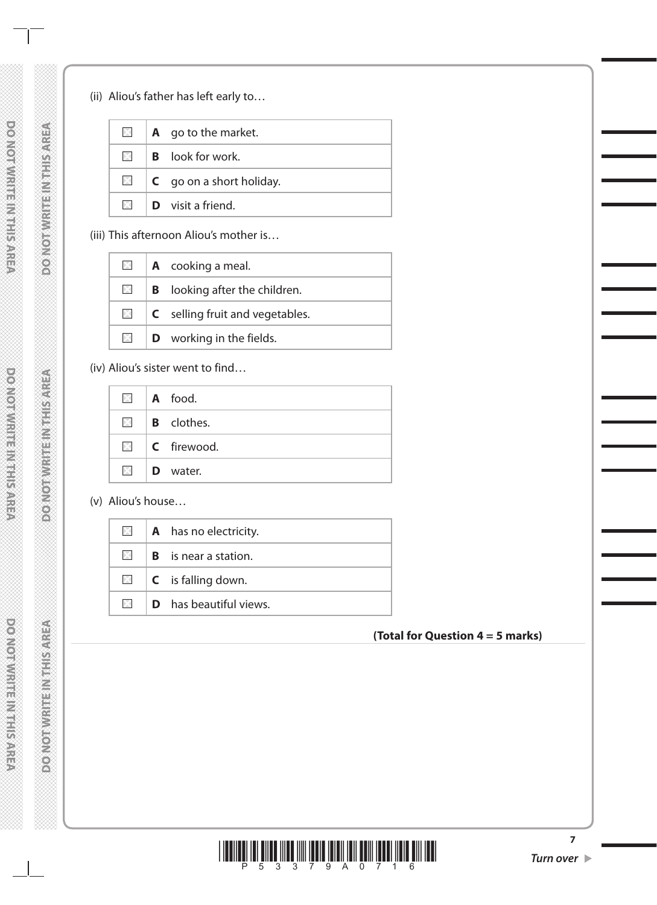(ii) Aliou's father has left early to…

| | | |
|---|---|---|
| ☒ | **A** | go to the market. |
| ☒ | **B** | look for work. |
| ☒ | **C** | go on a short holiday. |
| ☒ | **D** | visit a friend. |

(iii) This afternoon Aliou's mother is…

| | | |
|---|---|---|
| ☒ | **A** | cooking a meal. |
| ☒ | **B** | looking after the children. |
| ☒ | **C** | selling fruit and vegetables. |
| ☒ | **D** | working in the fields. |

(iv) Aliou's sister went to find…

| | | |
|---|---|---|
| ☒ | **A** | food. |
| ☒ | **B** | clothes. |
| ☒ | **C** | firewood. |
| ☒ | **D** | water. |

(v) Aliou's house…

| | | |
|---|---|---|
| ☒ | **A** | has no electricity. |
| ☒ | **B** | is near a station. |
| ☒ | **C** | is falling down. |
| ☒ | **D** | has beautiful views. |

**(Total for Question 4 = 5 marks)**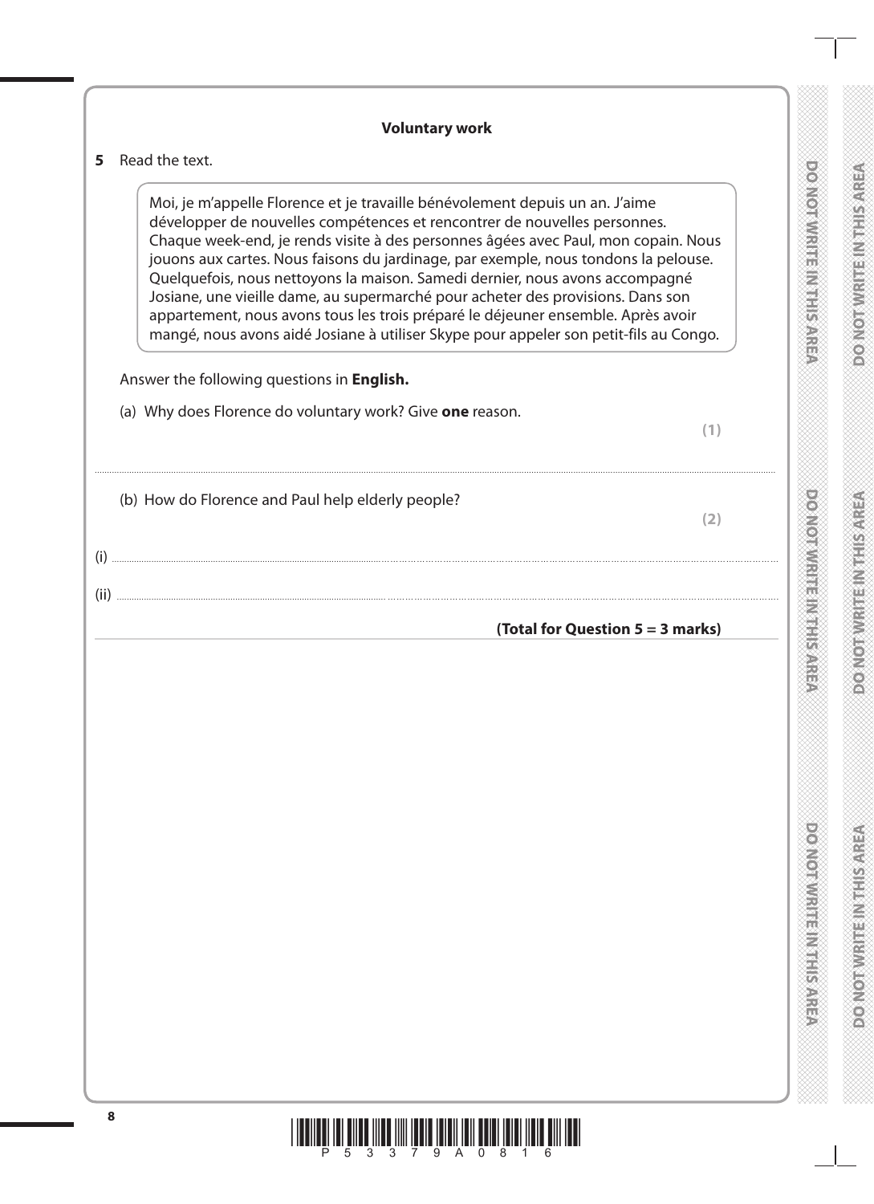## Voluntary work

**5** Read the text.

> Moi, je m'appelle Florence et je travaille bénévolement depuis un an. J'aime développer de nouvelles compétences et rencontrer de nouvelles personnes. Chaque week-end, je rends visite à des personnes âgées avec Paul, mon copain. Nous jouons aux cartes. Nous faisons du jardinage, par exemple, nous tondons la pelouse. Quelquefois, nous nettoyons la maison. Samedi dernier, nous avons accompagné Josiane, une vieille dame, au supermarché pour acheter des provisions. Dans son appartement, nous avons tous les trois préparé le déjeuner ensemble. Après avoir mangé, nous avons aidé Josiane à utiliser Skype pour appeler son petit-fils au Congo.

Answer the following questions in **English.**

(a) Why does Florence do voluntary work? Give **one** reason.

**(1)**

..............................................................................................................................................

(b) How do Florence and Paul help elderly people?

**(2)**

(i) ..............................................................................................................................................

(ii) ..............................................................................................................................................

**(Total for Question 5 = 3 marks)**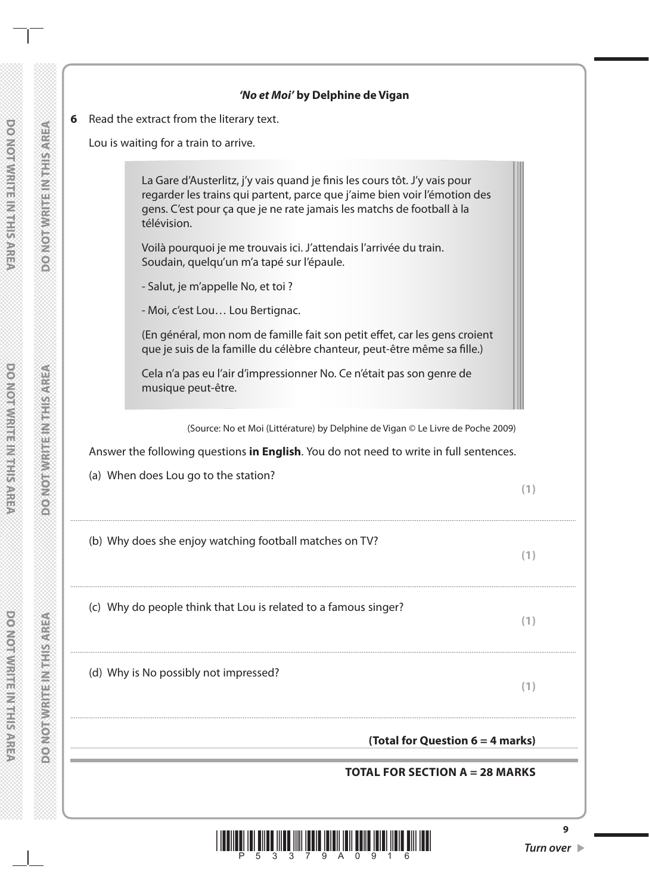### *'No et Moi'* by Delphine de Vigan

**6** Read the extract from the literary text.

Lou is waiting for a train to arrive.

> La Gare d'Austerlitz, j'y vais quand je finis les cours tôt. J'y vais pour regarder les trains qui partent, parce que j'aime bien voir l'émotion des gens. C'est pour ça que je ne rate jamais les matchs de football à la télévision.
>
> Voilà pourquoi je me trouvais ici. J'attendais l'arrivée du train. Soudain, quelqu'un m'a tapé sur l'épaule.
>
> - Salut, je m'appelle No, et toi ?
>
> - Moi, c'est Lou… Lou Bertignac.
>
> (En général, mon nom de famille fait son petit effet, car les gens croient que je suis de la famille du célèbre chanteur, peut-être même sa fille.)
>
> Cela n'a pas eu l'air d'impressionner No. Ce n'était pas son genre de musique peut-être.

(Source: No et Moi (Littérature) by Delphine de Vigan © Le Livre de Poche 2009)

Answer the following questions **in English**. You do not need to write in full sentences.

(a) When does Lou go to the station? **(1)**

..................................................................................................................................................

(b) Why does she enjoy watching football matches on TV? **(1)**

..................................................................................................................................................

(c) Why do people think that Lou is related to a famous singer? **(1)**

..................................................................................................................................................

(d) Why is No possibly not impressed? **(1)**

..................................................................................................................................................

**(Total for Question 6 = 4 marks)**

**TOTAL FOR SECTION A = 28 MARKS**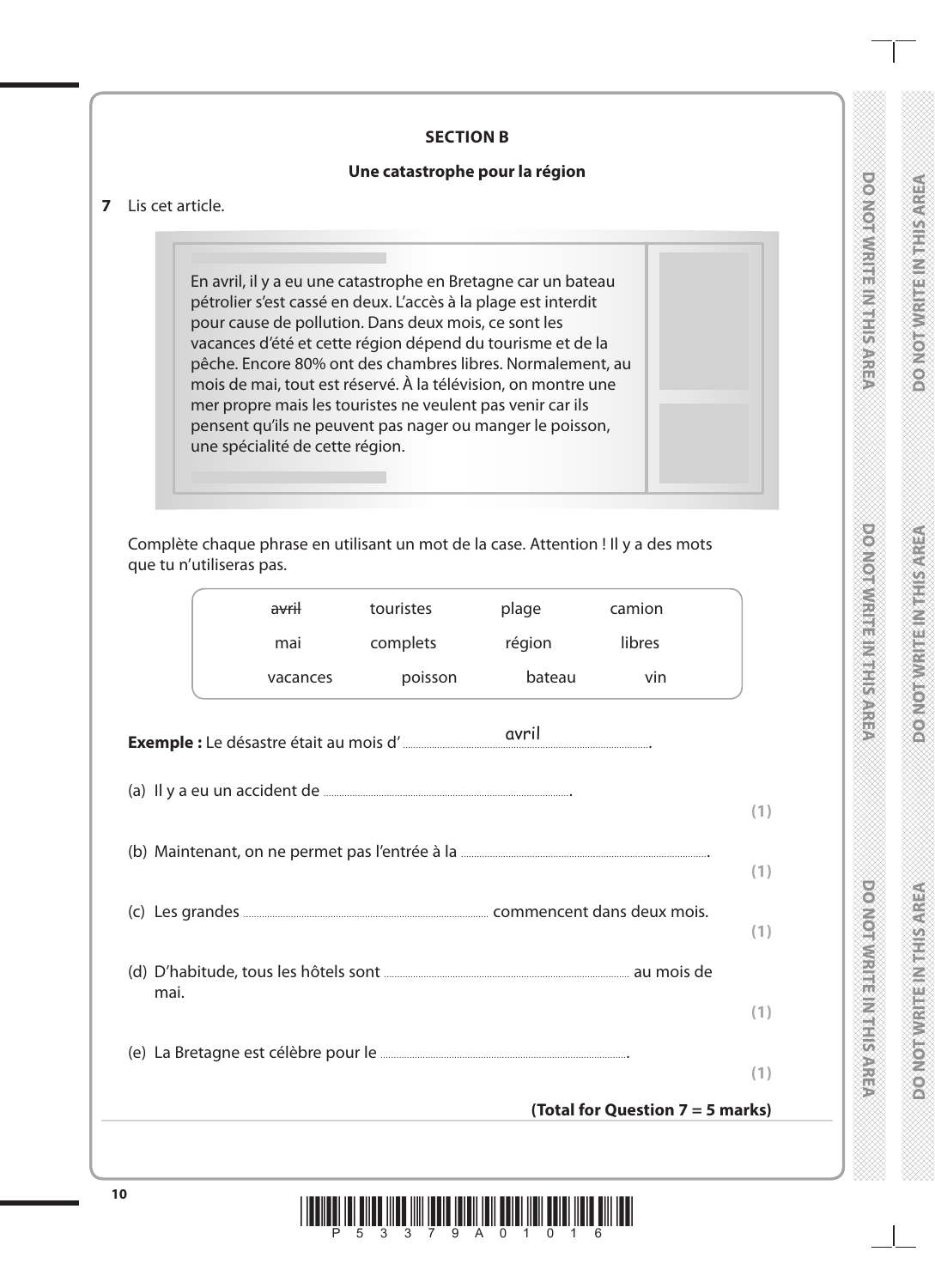## SECTION B

### Une catastrophe pour la région

**7** Lis cet article.

En avril, il y a eu une catastrophe en Bretagne car un bateau pétrolier s'est cassé en deux. L'accès à la plage est interdit pour cause de pollution. Dans deux mois, ce sont les vacances d'été et cette région dépend du tourisme et de la pêche. Encore 80% ont des chambres libres. Normalement, au mois de mai, tout est réservé. À la télévision, on montre une mer propre mais les touristes ne veulent pas venir car ils pensent qu'ils ne peuvent pas nager ou manger le poisson, une spécialité de cette région.

Complète chaque phrase en utilisant un mot de la case. Attention ! Il y a des mots que tu n'utiliseras pas.

| | | | |
|---|---|---|---|
| ~~avril~~ | touristes | plage | camion |
| mai | complets | région | libres |
| vacances | poisson | bateau | vin |

**Exemple :** Le désastre était au mois d' ........avril........ .

(a) Il y a eu un accident de .......................................... .
**(1)**

(b) Maintenant, on ne permet pas l'entrée à la .......................................... .
**(1)**

(c) Les grandes .......................................... commencent dans deux mois.
**(1)**

(d) D'habitude, tous les hôtels sont .......................................... au mois de mai.
**(1)**

(e) La Bretagne est célèbre pour le .......................................... .
**(1)**

**(Total for Question 7 = 5 marks)**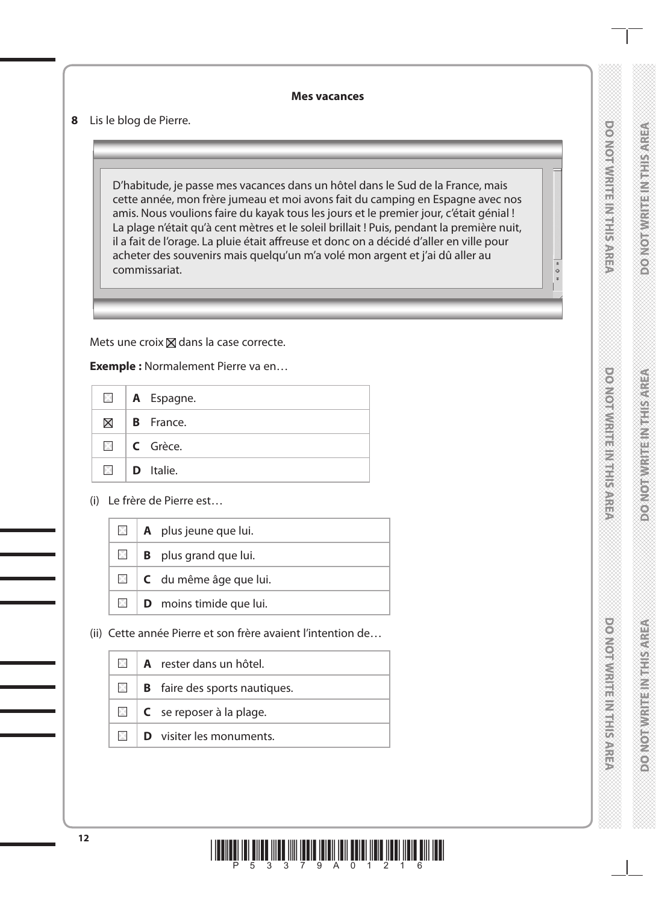**Mes vacances**

**8** Lis le blog de Pierre.

> D'habitude, je passe mes vacances dans un hôtel dans le Sud de la France, mais cette année, mon frère jumeau et moi avons fait du camping en Espagne avec nos amis. Nous voulions faire du kayak tous les jours et le premier jour, c'était génial ! La plage n'était qu'à cent mètres et le soleil brillait ! Puis, pendant la première nuit, il a fait de l'orage. La pluie était affreuse et donc on a décidé d'aller en ville pour acheter des souvenirs mais quelqu'un m'a volé mon argent et j'ai dû aller au commissariat.

Mets une croix ☒ dans la case correcte.

**Exemple :** Normalement Pierre va en…

| | |
|---|---|
| ☐ | **A** Espagne. |
| ☒ | **B** France. |
| ☐ | **C** Grèce. |
| ☐ | **D** Italie. |

(i) Le frère de Pierre est…

| | |
|---|---|
| ☐ | **A** plus jeune que lui. |
| ☐ | **B** plus grand que lui. |
| ☐ | **C** du même âge que lui. |
| ☐ | **D** moins timide que lui. |

(ii) Cette année Pierre et son frère avaient l'intention de…

| | |
|---|---|
| ☐ | **A** rester dans un hôtel. |
| ☐ | **B** faire des sports nautiques. |
| ☐ | **C** se reposer à la plage. |
| ☐ | **D** visiter les monuments. |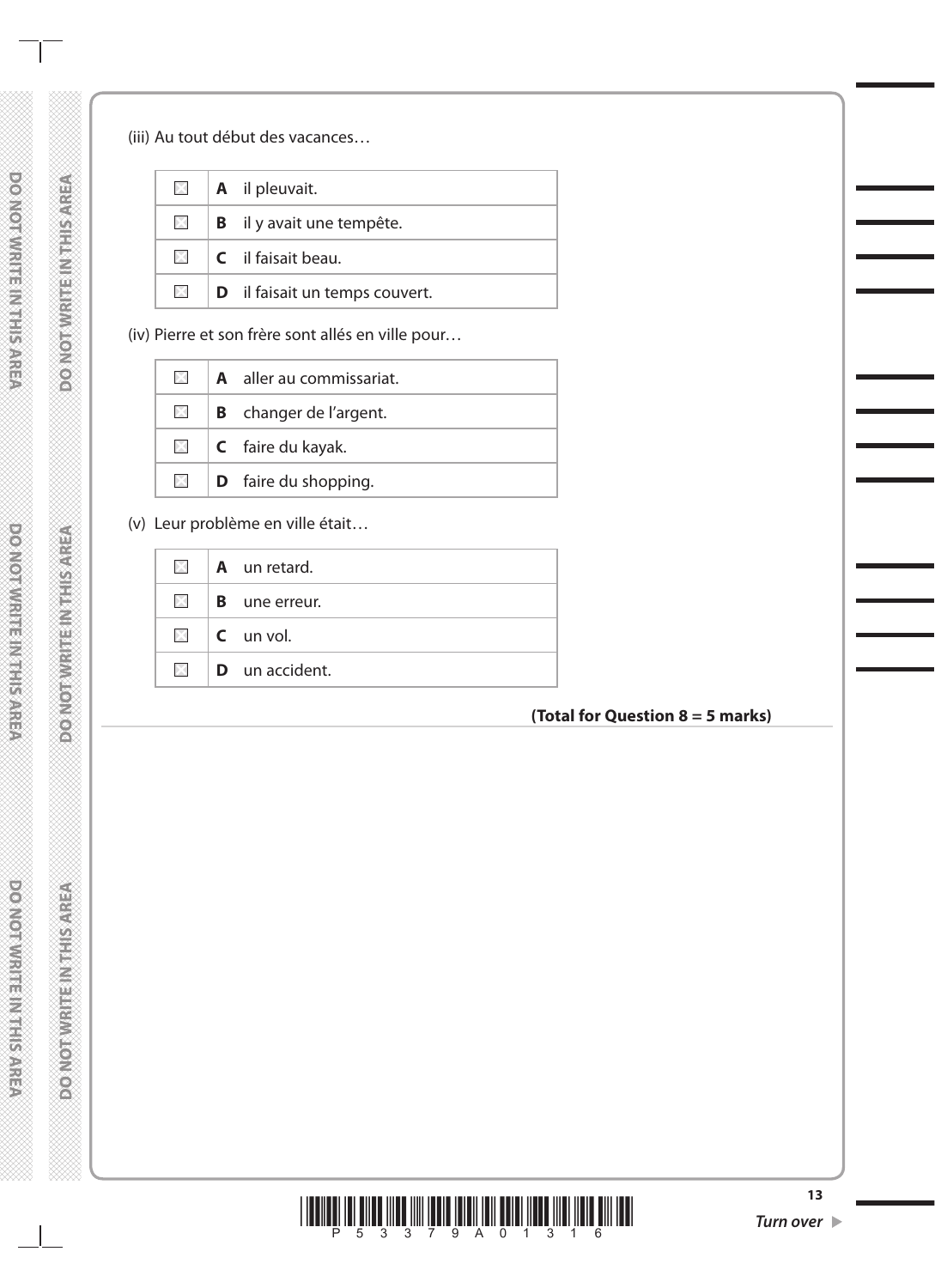(iii) Au tout début des vacances…

| | | |
|---|---|---|
| ☒ | **A** | il pleuvait. |
| ☒ | **B** | il y avait une tempête. |
| ☒ | **C** | il faisait beau. |
| ☒ | **D** | il faisait un temps couvert. |

(iv) Pierre et son frère sont allés en ville pour…

| | | |
|---|---|---|
| ☒ | **A** | aller au commissariat. |
| ☒ | **B** | changer de l'argent. |
| ☒ | **C** | faire du kayak. |
| ☒ | **D** | faire du shopping. |

(v) Leur problème en ville était…

| | | |
|---|---|---|
| ☒ | **A** | un retard. |
| ☒ | **B** | une erreur. |
| ☒ | **C** | un vol. |
| ☒ | **D** | un accident. |

**(Total for Question 8 = 5 marks)**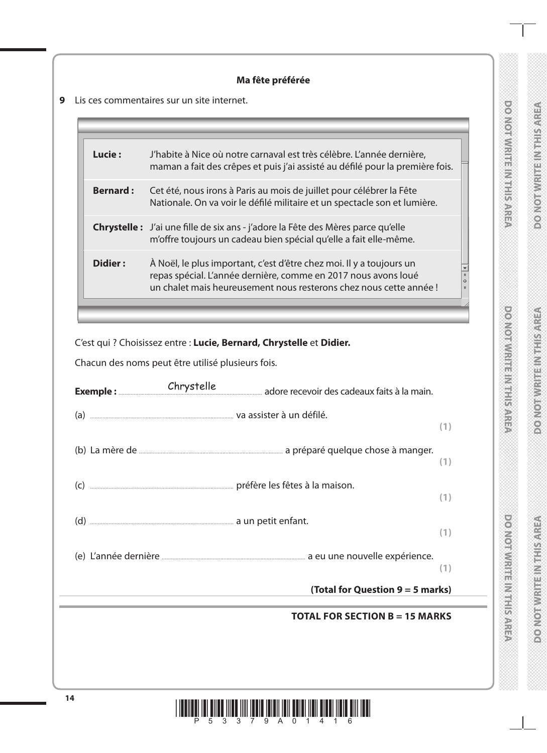## Ma fête préférée

**9** Lis ces commentaires sur un site internet.

| | |
|---|---|
| **Lucie :** | J'habite à Nice où notre carnaval est très célèbre. L'année dernière, maman a fait des crêpes et puis j'ai assisté au défilé pour la première fois. |
| **Bernard :** | Cet été, nous irons à Paris au mois de juillet pour célébrer la Fête Nationale. On va voir le défilé militaire et un spectacle son et lumière. |
| **Chrystelle :** | J'ai une fille de six ans - j'adore la Fête des Mères parce qu'elle m'offre toujours un cadeau bien spécial qu'elle a fait elle-même. |
| **Didier :** | À Noël, le plus important, c'est d'être chez moi. Il y a toujours un repas spécial. L'année dernière, comme en 2017 nous avons loué un chalet mais heureusement nous resterons chez nous cette année ! |

C'est qui ? Choisissez entre : **Lucie, Bernard, Chrystelle** et **Didier.**

Chacun des noms peut être utilisé plusieurs fois.

**Exemple :** Chrystelle adore recevoir des cadeaux faits à la main.

(a) .................................... va assister à un défilé. **(1)**

(b) La mère de .................................... a préparé quelque chose à manger. **(1)**

(c) .................................... préfère les fêtes à la maison. **(1)**

(d) .................................... a un petit enfant. **(1)**

(e) L'année dernière .................................... a eu une nouvelle expérience. **(1)**

**(Total for Question 9 = 5 marks)**

**TOTAL FOR SECTION B = 15 MARKS**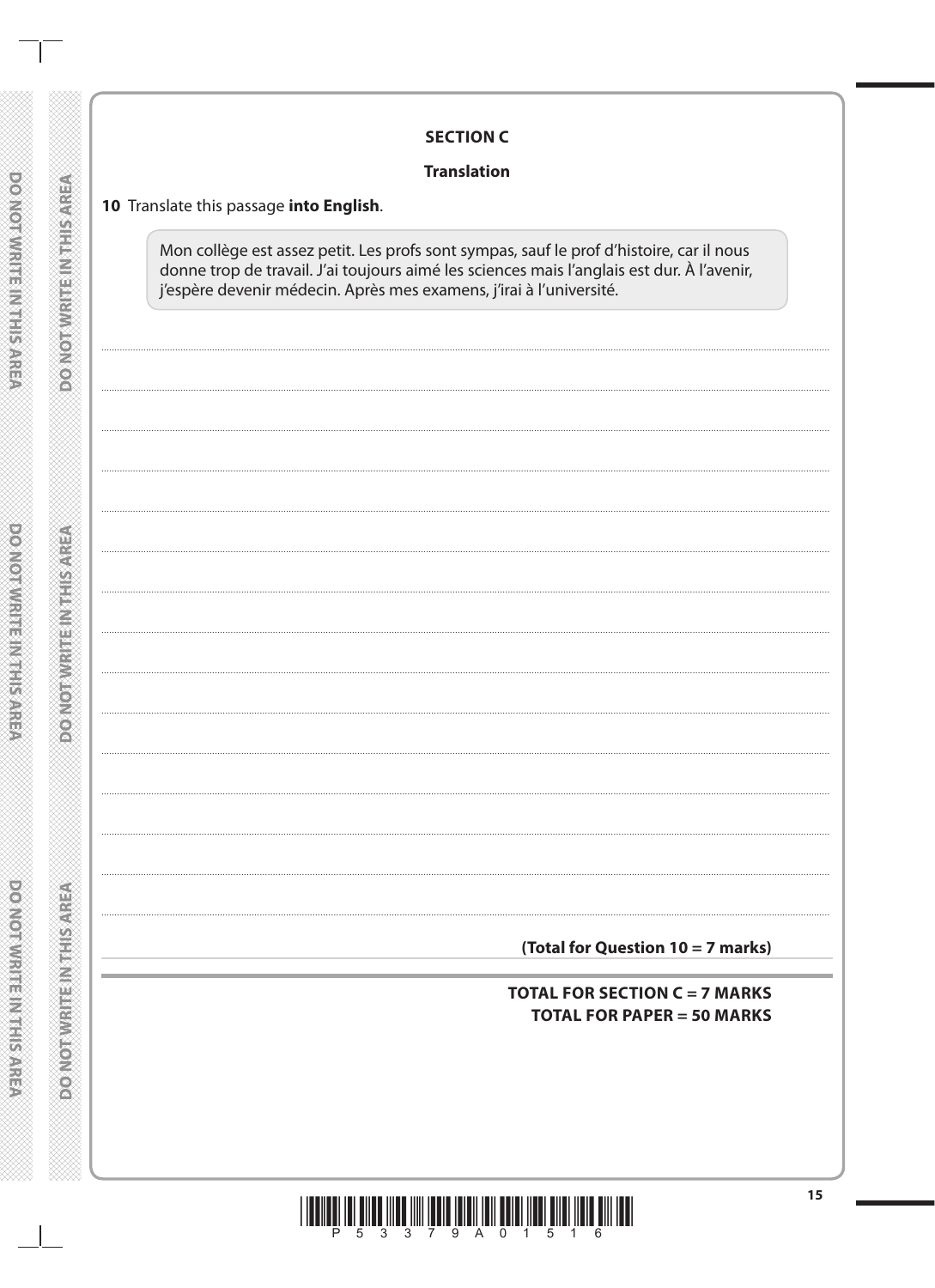## SECTION C

### Translation

**10** Translate this passage **into English**.

> Mon collège est assez petit. Les profs sont sympas, sauf le prof d'histoire, car il nous donne trop de travail. J'ai toujours aimé les sciences mais l'anglais est dur. À l'avenir, j'espère devenir médecin. Après mes examens, j'irai à l'université.

**(Total for Question 10 = 7 marks)**

**TOTAL FOR SECTION C = 7 MARKS**
**TOTAL FOR PAPER = 50 MARKS**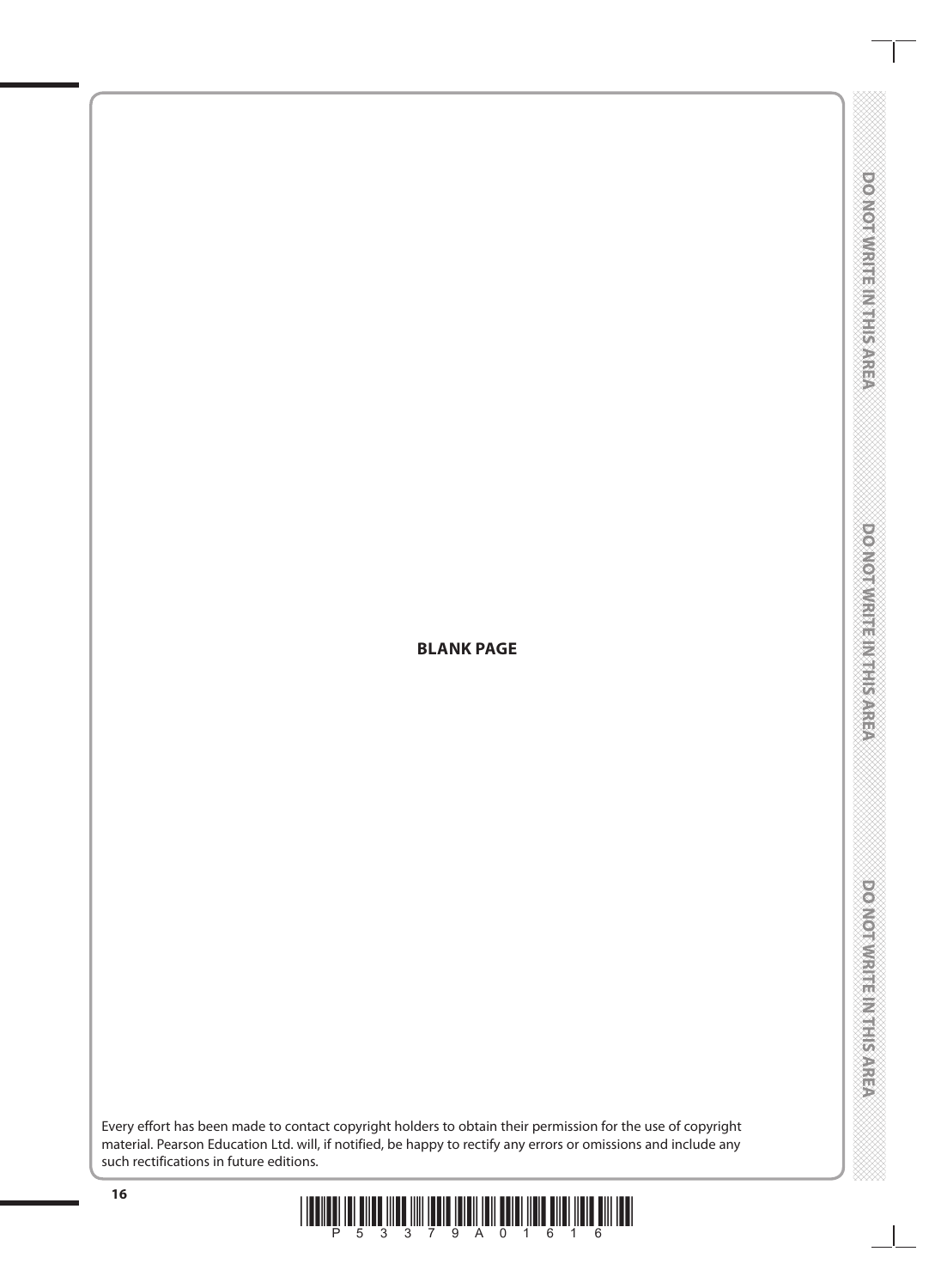**BLANK PAGE**

Every effort has been made to contact copyright holders to obtain their permission for the use of copyright material. Pearson Education Ltd. will, if notified, be happy to rectify any errors or omissions and include any such rectifications in future editions.